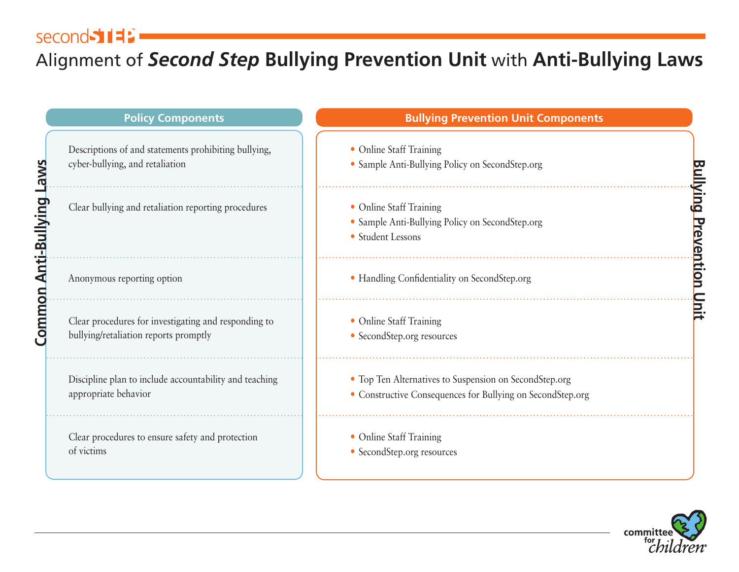secondSTEP

# Alignment of *Second Step* Bullying Prevention Unit with Anti-Bullying Laws

| Policy Components (Common Anti-Bullying Laws) | Bullying Prevention Unit Components (Bullying Prevention Unit) |
| --- | --- |
| Descriptions of and statements prohibiting bullying, cyber-bullying, and retaliation | • Online Staff Training<br>• Sample Anti-Bullying Policy on SecondStep.org |
| Clear bullying and retaliation reporting procedures | • Online Staff Training<br>• Sample Anti-Bullying Policy on SecondStep.org<br>• Student Lessons |
| Anonymous reporting option | • Handling Confidentiality on SecondStep.org |
| Clear procedures for investigating and responding to bullying/retaliation reports promptly | • Online Staff Training<br>• SecondStep.org resources |
| Discipline plan to include accountability and teaching appropriate behavior | • Top Ten Alternatives to Suspension on SecondStep.org<br>• Constructive Consequences for Bullying on SecondStep.org |
| Clear procedures to ensure safety and protection of victims | • Online Staff Training<br>• SecondStep.org resources |

committee for children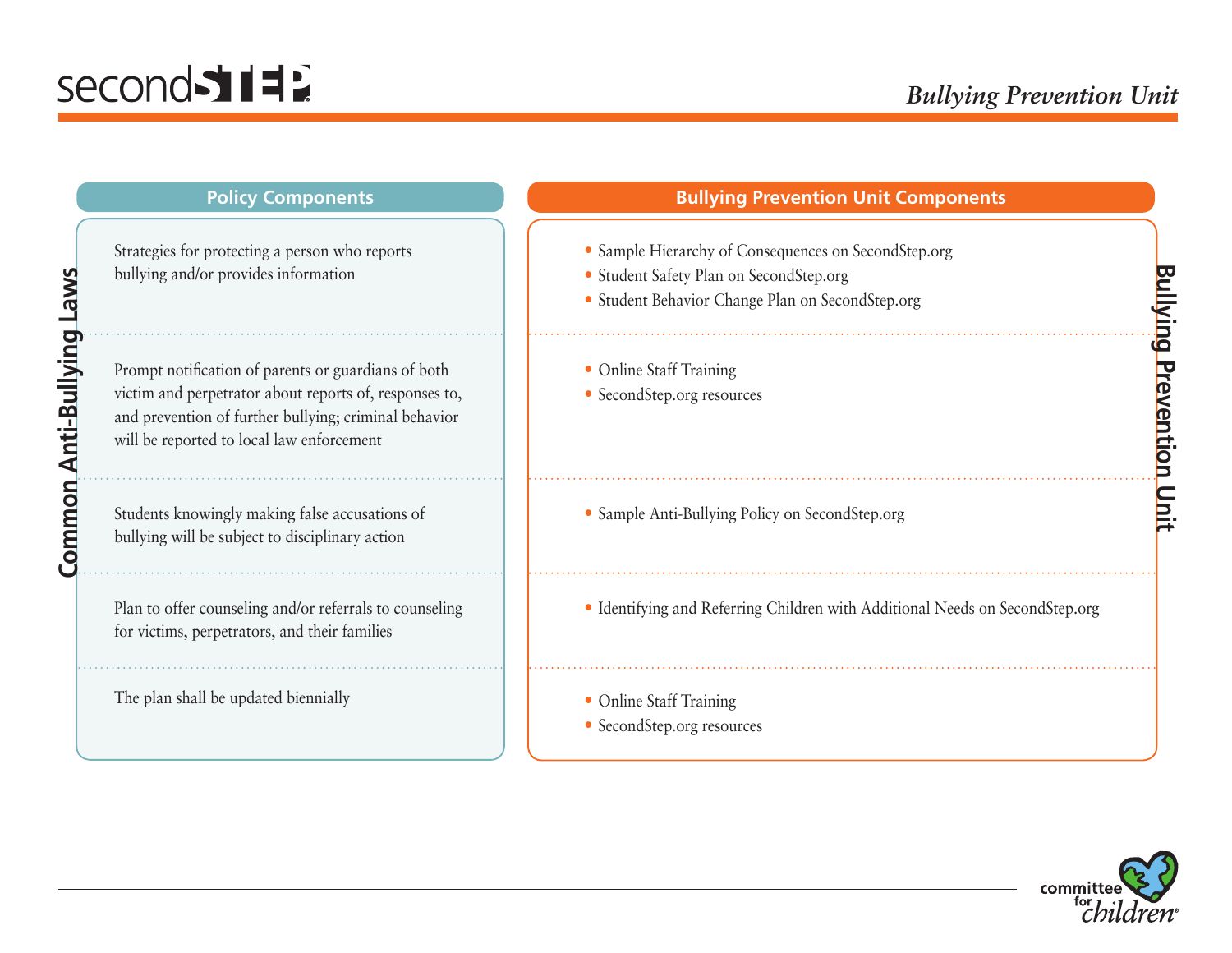| Policy Components (Common Anti-Bullying Laws) | Bullying Prevention Unit Components (Bullying Prevention Unit) |
|---|---|
| Strategies for protecting a person who reports bullying and/or provides information | • Sample Hierarchy of Consequences on SecondStep.org<br>• Student Safety Plan on SecondStep.org<br>• Student Behavior Change Plan on SecondStep.org |
| Prompt notification of parents or guardians of both victim and perpetrator about reports of, responses to, and prevention of further bullying; criminal behavior will be reported to local law enforcement | • Online Staff Training<br>• SecondStep.org resources |
| Students knowingly making false accusations of bullying will be subject to disciplinary action | • Sample Anti-Bullying Policy on SecondStep.org |
| Plan to offer counseling and/or referrals to counseling for victims, perpetrators, and their families | • Identifying and Referring Children with Additional Needs on SecondStep.org |
| The plan shall be updated biennially | • Online Staff Training<br>• SecondStep.org resources |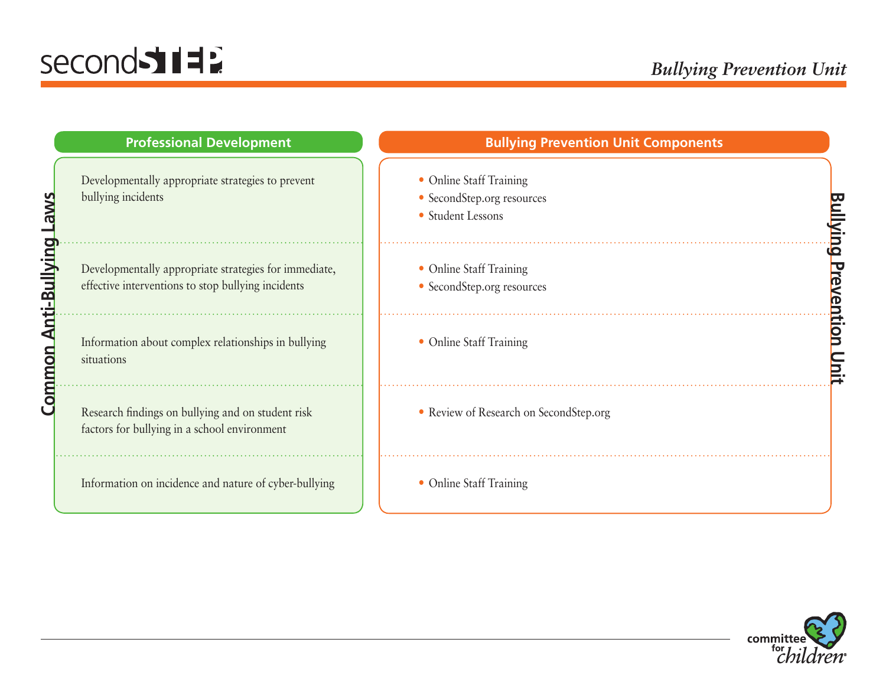*Bullying Prevention Unit*

**Common Anti-Bullying Laws** / **Bullying Prevention Unit**

| Professional Development | Bullying Prevention Unit Components |
| --- | --- |
| Developmentally appropriate strategies to prevent bullying incidents | • Online Staff Training<br>• SecondStep.org resources<br>• Student Lessons |
| Developmentally appropriate strategies for immediate, effective interventions to stop bullying incidents | • Online Staff Training<br>• SecondStep.org resources |
| Information about complex relationships in bullying situations | • Online Staff Training |
| Research findings on bullying and on student risk factors for bullying in a school environment | • Review of Research on SecondStep.org |
| Information on incidence and nature of cyber-bullying | • Online Staff Training |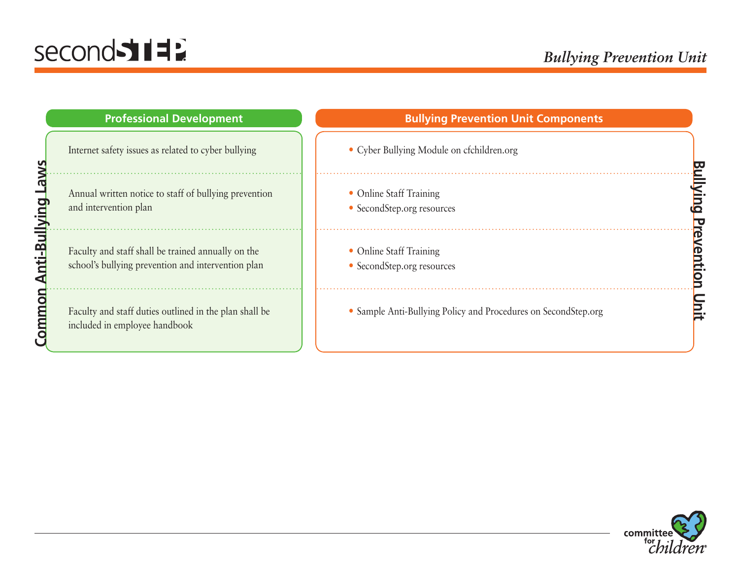# Bullying Prevention Unit

| Common Anti-Bullying Laws: Professional Development | Bullying Prevention Unit Components |
| --- | --- |
| Internet safety issues as related to cyber bullying | • Cyber Bullying Module on cfchildren.org |
| Annual written notice to staff of bullying prevention and intervention plan | • Online Staff Training<br>• SecondStep.org resources |
| Faculty and staff shall be trained annually on the school's bullying prevention and intervention plan | • Online Staff Training<br>• SecondStep.org resources |
| Faculty and staff duties outlined in the plan shall be included in employee handbook | • Sample Anti-Bullying Policy and Procedures on SecondStep.org |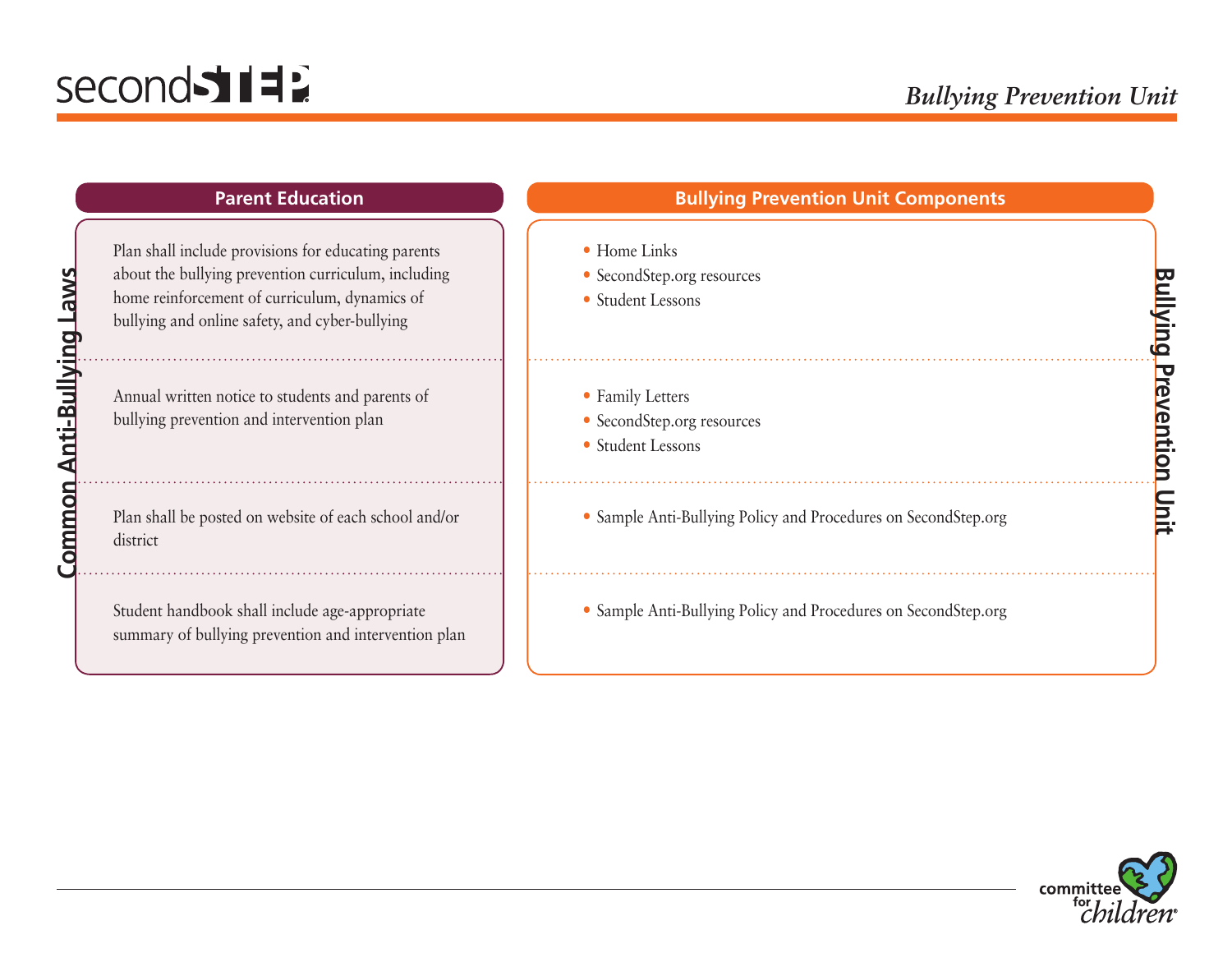| Common Anti-Bullying Laws: Parent Education | Bullying Prevention Unit Components |
| --- | --- |
| Plan shall include provisions for educating parents about the bullying prevention curriculum, including home reinforcement of curriculum, dynamics of bullying and online safety, and cyber-bullying | • Home Links<br>• SecondStep.org resources<br>• Student Lessons |
| Annual written notice to students and parents of bullying prevention and intervention plan | • Family Letters<br>• SecondStep.org resources<br>• Student Lessons |
| Plan shall be posted on website of each school and/or district | • Sample Anti-Bullying Policy and Procedures on SecondStep.org |
| Student handbook shall include age-appropriate summary of bullying prevention and intervention plan | • Sample Anti-Bullying Policy and Procedures on SecondStep.org |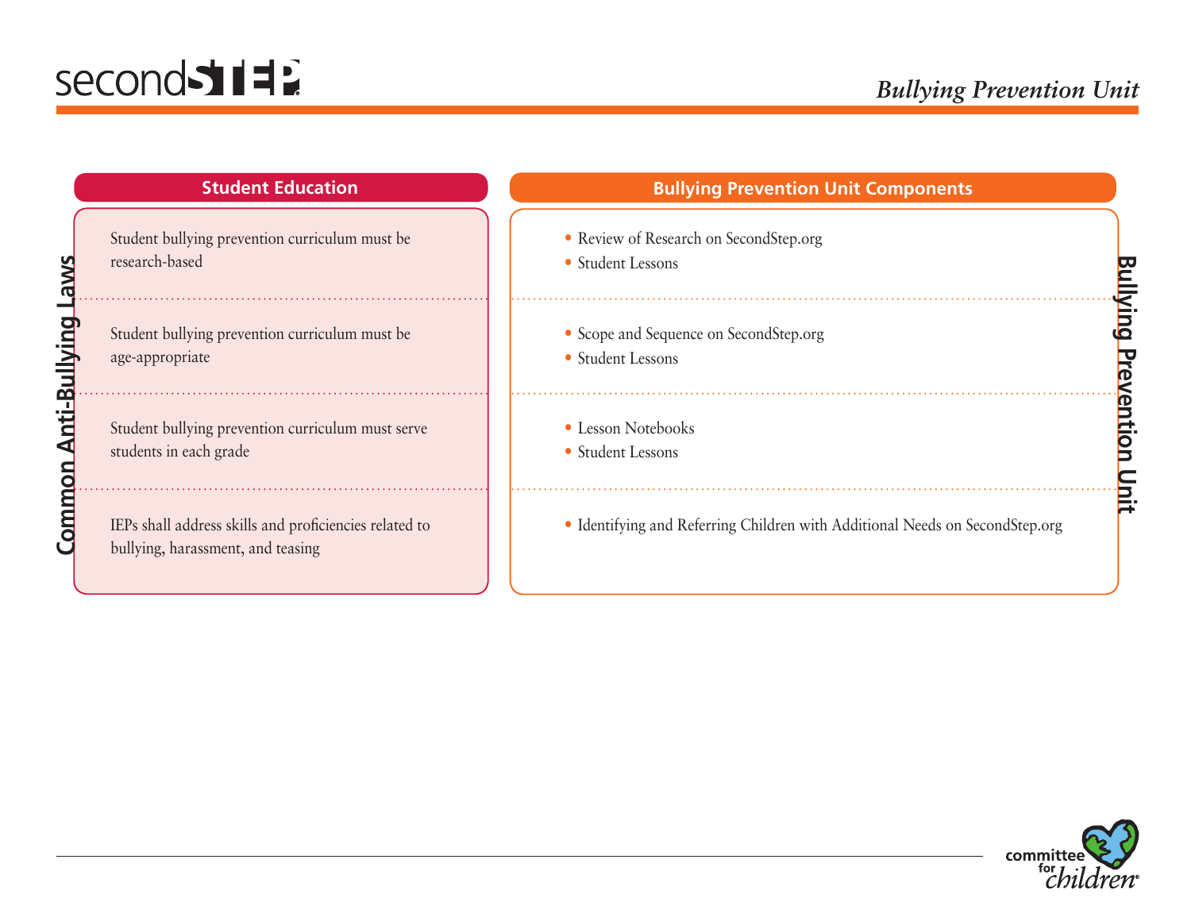| Common Anti-Bullying Laws: Student Education | Bullying Prevention Unit Components |
|---|---|
| Student bullying prevention curriculum must be research-based | • Review of Research on SecondStep.org<br>• Student Lessons |
| Student bullying prevention curriculum must be age-appropriate | • Scope and Sequence on SecondStep.org<br>• Student Lessons |
| Student bullying prevention curriculum must serve students in each grade | • Lesson Notebooks<br>• Student Lessons |
| IEPs shall address skills and proficiencies related to bullying, harassment, and teasing | • Identifying and Referring Children with Additional Needs on SecondStep.org |